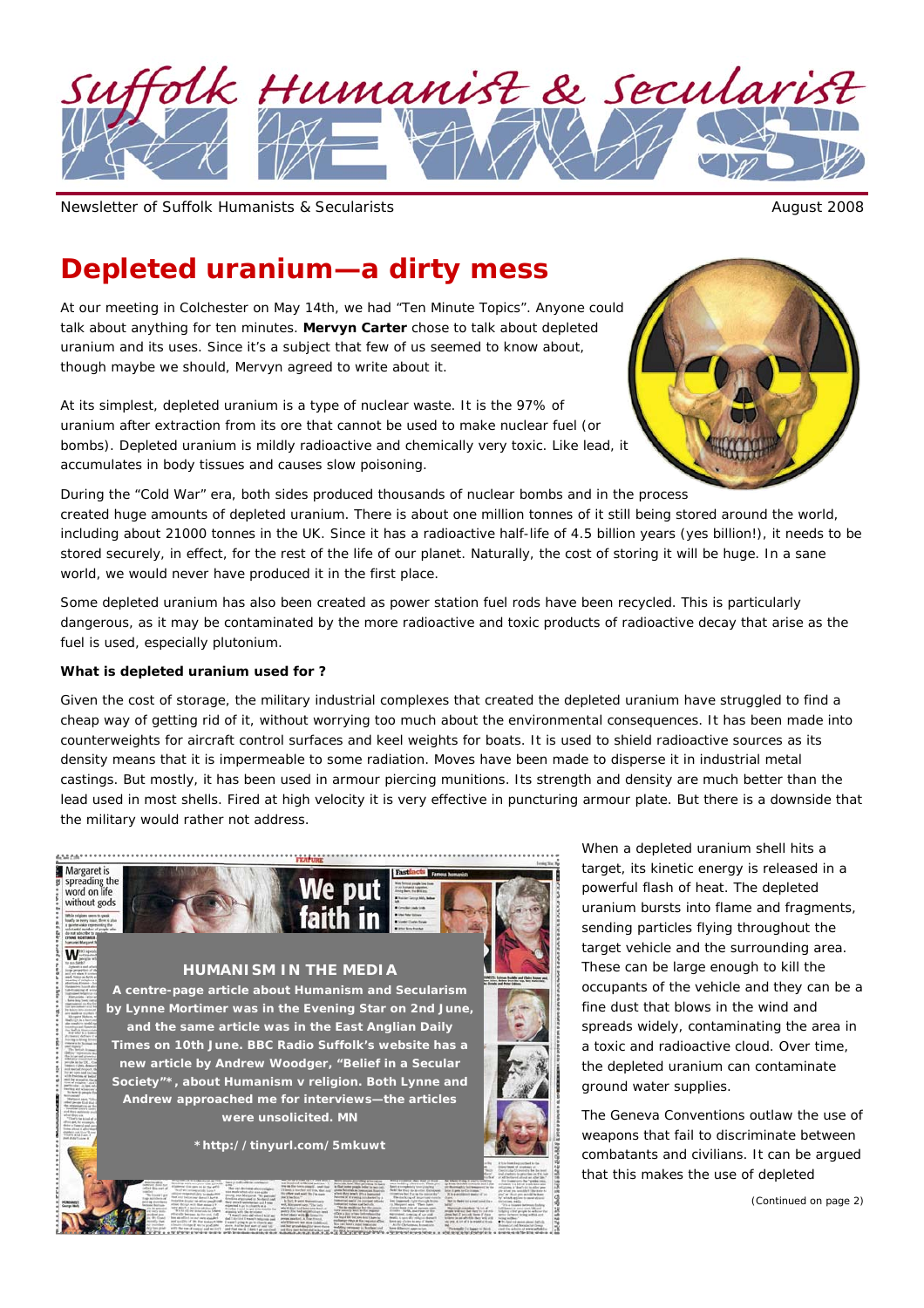# Suffolk Humanist & Secularist NEWS

Newsletter of Suffolk Humanists & Secularists

August 2008

## Depleted uranium—a dirty mess

At our meeting in Colchester on May 14th, we had "Ten Minute Topics". Anyone could talk about anything for ten minutes. **Mervyn Carter** chose to talk about depleted uranium and its uses. Since it's a subject that few of us seemed to know about, though maybe we should, Mervyn agreed to write about it.

At its simplest, depleted uranium is a type of nuclear waste. It is the 97% of uranium after extraction from its ore that cannot be used to make nuclear fuel (or bombs). Depleted uranium is mildly radioactive and chemically very toxic. Like lead, it accumulates in body tissues and causes slow poisoning.

During the "Cold War" era, both sides produced thousands of nuclear bombs and in the process created huge amounts of depleted uranium. There is about one million tonnes of it still being stored around the world, including about 21000 tonnes in the UK. Since it has a radioactive half-life of 4.5 billion years (yes billion!), it needs to be stored securely, in effect, for the rest of the life of our planet. Naturally, the cost of storing it will be huge. In a sane world, we would never have produced it in the first place.

Some depleted uranium has also been created as power station fuel rods have been recycled. This is particularly dangerous, as it may be contaminated by the more radioactive and toxic products of radioactive decay that arise as the fuel is used, especially plutonium.

**What is depleted uranium used for ?**

Given the cost of storage, the military industrial complexes that created the depleted uranium have struggled to find a cheap way of getting rid of it, without worrying too much about the environmental consequences. It has been made into counterweights for aircraft control surfaces and keel weights for boats. It is used to shield radioactive sources as its density means that it is impermeable to some radiation. Moves have been made to disperse it in industrial metal castings. But mostly, it has been used in armour piercing munitions. Its strength and density are much better than the lead used in most shells. Fired at high velocity it is very effective in puncturing armour plate. But there is a downside that the military would rather not address.

When a depleted uranium shell hits a target, its kinetic energy is released in a powerful flash of heat. The depleted uranium bursts into flame and fragments, sending particles flying throughout the target vehicle and the surrounding area. These can be large enough to kill the occupants of the vehicle and they can be a fine dust that blows in the wind and spreads widely, contaminating the area in a toxic and radioactive cloud. Over time, the depleted uranium can contaminate ground water supplies.

The Geneva Conventions outlaw the use of weapons that fail to discriminate between combatants and civilians. It can be argued that this makes the use of depleted

(Continued on page 2)

### HUMANISM IN THE MEDIA

**A centre-page article about Humanism and Secularism by Lynne Mortimer was in the Evening Star on 2nd June, and the same article was in the East Anglian Daily Times on 10th June. BBC Radio Suffolk's website has a new article by Andrew Woodger, "Belief in a Secular Society"\*, about Humanism v religion. Both Lynne and Andrew approached me for interviews—the articles were unsolicited. MN**

**\*http://tinyurl.com/5mkuwt**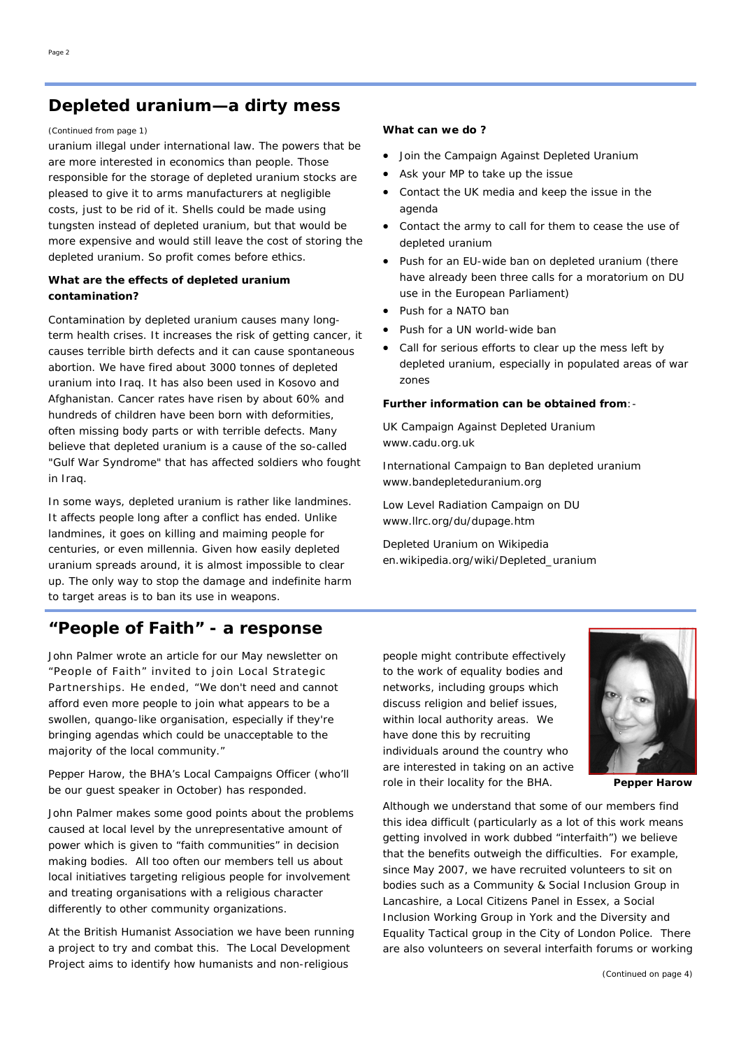## Depleted uranium—a dirty mess

(Continued from page 1)

uranium illegal under international law. The powers that be are more interested in economics than people. Those responsible for the storage of depleted uranium stocks are pleased to give it to arms manufacturers at negligible costs, just to be rid of it. Shells could be made using tungsten instead of depleted uranium, but that would be more expensive and would still leave the cost of storing the depleted uranium. So profit comes before ethics.

**What are the effects of depleted uranium contamination?**

Contamination by depleted uranium causes many long-term health crises. It increases the risk of getting cancer, it causes terrible birth defects and it can cause spontaneous abortion. We have fired about 3000 tonnes of depleted uranium into Iraq. It has also been used in Kosovo and Afghanistan. Cancer rates have risen by about 60% and hundreds of children have been born with deformities, often missing body parts or with terrible defects. Many believe that depleted uranium is a cause of the so-called "Gulf War Syndrome" that has affected soldiers who fought in Iraq.

In some ways, depleted uranium is rather like landmines. It affects people long after a conflict has ended. Unlike landmines, it goes on killing and maiming people for centuries, or even millennia. Given how easily depleted uranium spreads around, it is almost impossible to clear up. The only way to stop the damage and indefinite harm to target areas is to ban its use in weapons.

**What can we do ?**

- Join the Campaign Against Depleted Uranium
- Ask your MP to take up the issue
- Contact the UK media and keep the issue in the agenda
- Contact the army to call for them to cease the use of depleted uranium
- Push for an EU-wide ban on depleted uranium (there have already been three calls for a moratorium on DU use in the European Parliament)
- Push for a NATO ban
- Push for a UN world-wide ban
- Call for serious efforts to clear up the mess left by depleted uranium, especially in populated areas of war zones

**Further information can be obtained from**:-

UK Campaign Against Depleted Uranium
www.cadu.org.uk

International Campaign to Ban depleted uranium
www.bandepleteduranium.org

Low Level Radiation Campaign on DU
www.llrc.org/du/dupage.htm

Depleted Uranium on Wikipedia
en.wikipedia.org/wiki/Depleted_uranium

## "People of Faith" - a response

John Palmer wrote an article for our May newsletter on "People of Faith" invited to join Local Strategic Partnerships. He ended, "We don't need and cannot afford even more people to join what appears to be a swollen, quango-like organisation, especially if they're bringing agendas which could be unacceptable to the majority of the local community."

Pepper Harow, the BHA's Local Campaigns Officer (who'll be our guest speaker in October) has responded.

John Palmer makes some good points about the problems caused at local level by the unrepresentative amount of power which is given to "faith communities" in decision making bodies. All too often our members tell us about local initiatives targeting religious people for involvement and treating organisations with a religious character differently to other community organizations.

At the British Humanist Association we have been running a project to try and combat this. The Local Development Project aims to identify how humanists and non-religious people might contribute effectively to the work of equality bodies and networks, including groups which discuss religion and belief issues, within local authority areas. We have done this by recruiting individuals around the country who are interested in taking on an active role in their locality for the BHA.

**Pepper Harow**

Although we understand that some of our members find this idea difficult (particularly as a lot of this work means getting involved in work dubbed "interfaith") we believe that the benefits outweigh the difficulties. For example, since May 2007, we have recruited volunteers to sit on bodies such as a Community & Social Inclusion Group in Lancashire, a Local Citizens Panel in Essex, a Social Inclusion Working Group in York and the Diversity and Equality Tactical group in the City of London Police. There are also volunteers on several interfaith forums or working

(Continued on page 4)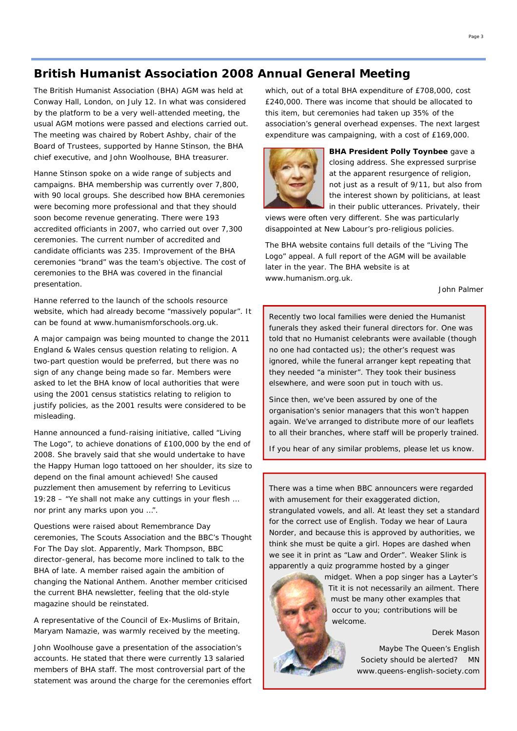# British Humanist Association 2008 Annual General Meeting

The British Humanist Association (BHA) AGM was held at Conway Hall, London, on July 12. In what was considered by the platform to be a very well-attended meeting, the usual AGM motions were passed and elections carried out. The meeting was chaired by Robert Ashby, chair of the Board of Trustees, supported by Hanne Stinson, the BHA chief executive, and John Woolhouse, BHA treasurer.

Hanne Stinson spoke on a wide range of subjects and campaigns. BHA membership was currently over 7,800, with 90 local groups. She described how BHA ceremonies were becoming more professional and that they should soon become revenue generating. There were 193 accredited officiants in 2007, who carried out over 7,300 ceremonies. The current number of accredited and candidate officiants was 235. Improvement of the BHA ceremonies "brand" was the team's objective. The cost of ceremonies to the BHA was covered in the financial presentation.

Hanne referred to the launch of the schools resource website, which had already become "massively popular". It can be found at www.humanismforschools.org.uk.

A major campaign was being mounted to change the 2011 England & Wales census question relating to religion. A two-part question would be preferred, but there was no sign of any change being made so far. Members were asked to let the BHA know of local authorities that were using the 2001 census statistics relating to religion to justify policies, as the 2001 results were considered to be misleading.

Hanne announced a fund-raising initiative, called "Living The Logo", to achieve donations of £100,000 by the end of 2008. She bravely said that she would undertake to have the Happy Human logo tattooed on her shoulder, its size to depend on the final amount achieved! She caused puzzlement then amusement by referring to Leviticus 19:28 – "Ye shall not make any cuttings in your flesh … nor print any marks upon you …".

Questions were raised about Remembrance Day ceremonies, The Scouts Association and the BBC's Thought For The Day slot. Apparently, Mark Thompson, BBC director-general, has become more inclined to talk to the BHA of late. A member raised again the ambition of changing the National Anthem. Another member criticised the current BHA newsletter, feeling that the old-style magazine should be reinstated.

A representative of the Council of Ex-Muslims of Britain, Maryam Namazie, was warmly received by the meeting.

John Woolhouse gave a presentation of the association's accounts. He stated that there were currently 13 salaried members of BHA staff. The most controversial part of the statement was around the charge for the ceremonies effort which, out of a total BHA expenditure of £708,000, cost £240,000. There was income that should be allocated to this item, but ceremonies had taken up 35% of the association's general overhead expenses. The next largest expenditure was campaigning, with a cost of £169,000.

**BHA President Polly Toynbee** gave a closing address. She expressed surprise at the apparent resurgence of religion, not just as a result of 9/11, but also from the interest shown by politicians, at least in their public utterances. Privately, their views were often very different. She was particularly disappointed at New Labour's pro-religious policies.

The BHA website contains full details of the "Living The Logo" appeal. A full report of the AGM will be available later in the year. The BHA website is at www.humanism.org.uk.

John Palmer

---

Recently two local families were denied the Humanist funerals they asked their funeral directors for. One was told that no Humanist celebrants were available (though no one had contacted us); the other's request was ignored, while the funeral arranger kept repeating that they needed "a minister". They took their business elsewhere, and were soon put in touch with us.

Since then, we've been assured by one of the organisation's senior managers that this won't happen again. We've arranged to distribute more of our leaflets to all their branches, where staff will be properly trained.

If you hear of any similar problems, please let us know.

---

There was a time when BBC announcers were regarded with amusement for their exaggerated diction, strangulated vowels, and all. At least they set a standard for the correct use of English. Today we hear of Laura Norder, and because this is approved by authorities, we think she must be quite a girl. Hopes are dashed when we see it in print as "Law and Order". Weaker Slink is apparently a quiz programme hosted by a ginger midget. When a pop singer has a Layter's Tit it is not necessarily an ailment. There must be many other examples that occur to you; contributions will be welcome.

Derek Mason

Maybe The Queen's English Society should be alerted? MN
www.queens-english-society.com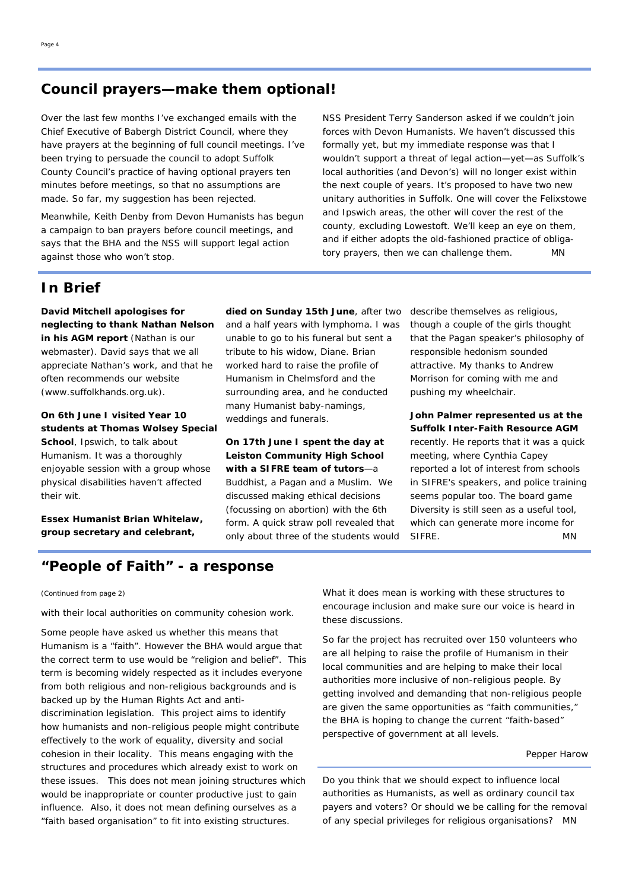## Council prayers—make them optional!

Over the last few months I've exchanged emails with the Chief Executive of Babergh District Council, where they have prayers at the beginning of full council meetings. I've been trying to persuade the council to adopt Suffolk County Council's practice of having optional prayers ten minutes before meetings, so that no assumptions are made. So far, my suggestion has been rejected.

Meanwhile, Keith Denby from Devon Humanists has begun a campaign to ban prayers before council meetings, and says that the BHA and the NSS will support legal action against those who won't stop.

NSS President Terry Sanderson asked if we couldn't join forces with Devon Humanists. We haven't discussed this formally yet, but my immediate response was that I wouldn't support a threat of legal action—yet—as Suffolk's local authorities (and Devon's) will no longer exist within the next couple of years. It's proposed to have two new unitary authorities in Suffolk. One will cover the Felixstowe and Ipswich areas, the other will cover the rest of the county, excluding Lowestoft. We'll keep an eye on them, and if either adopts the old-fashioned practice of obligatory prayers, then we can challenge them. MN

## In Brief

**David Mitchell apologises for neglecting to thank Nathan Nelson in his AGM report** (Nathan is our webmaster). David says that we all appreciate Nathan's work, and that he often recommends our website (www.suffolkhands.org.uk).

**On 6th June I visited Year 10 students at Thomas Wolsey Special School**, Ipswich, to talk about Humanism. It was a thoroughly enjoyable session with a group whose physical disabilities haven't affected their wit.

**Essex Humanist Brian Whitelaw, group secretary and celebrant, died on Sunday 15th June**, after two and a half years with lymphoma. I was unable to go to his funeral but sent a tribute to his widow, Diane. Brian worked hard to raise the profile of Humanism in Chelmsford and the surrounding area, and he conducted many Humanist baby-namings, weddings and funerals.

**On 17th June I spent the day at Leiston Community High School with a SIFRE team of tutors**—a Buddhist, a Pagan and a Muslim. We discussed making ethical decisions (focussing on abortion) with the 6th form. A quick straw poll revealed that only about three of the students would describe themselves as religious, though a couple of the girls thought that the Pagan speaker's philosophy of responsible hedonism sounded attractive. My thanks to Andrew Morrison for coming with me and pushing my wheelchair.

**John Palmer represented us at the Suffolk Inter-Faith Resource AGM** recently. He reports that it was a quick meeting, where Cynthia Capey reported a lot of interest from schools in SIFRE's speakers, and police training seems popular too. The board game Diversity is still seen as a useful tool, which can generate more income for SIFRE. MN

## "People of Faith" - a response

(Continued from page 2)

with their local authorities on community cohesion work.

Some people have asked us whether this means that Humanism is a "faith". However the BHA would argue that the correct term to use would be "religion and belief". This term is becoming widely respected as it includes everyone from both religious and non-religious backgrounds and is backed up by the Human Rights Act and anti-discrimination legislation. This project aims to identify how humanists and non-religious people might contribute effectively to the work of equality, diversity and social cohesion in their locality. This means engaging with the structures and procedures which already exist to work on these issues. This does not mean joining structures which would be inappropriate or counter productive just to gain influence. Also, it does not mean defining ourselves as a "faith based organisation" to fit into existing structures.

What it does mean is working with these structures to encourage inclusion and make sure our voice is heard in these discussions.

So far the project has recruited over 150 volunteers who are all helping to raise the profile of Humanism in their local communities and are helping to make their local authorities more inclusive of non-religious people. By getting involved and demanding that non-religious people are given the same opportunities as "faith communities," the BHA is hoping to change the current "faith-based" perspective of government at all levels.

Pepper Harow

Do you think that we should expect to influence local authorities as Humanists, as well as ordinary council tax payers and voters? Or should we be calling for the removal of any special privileges for religious organisations? MN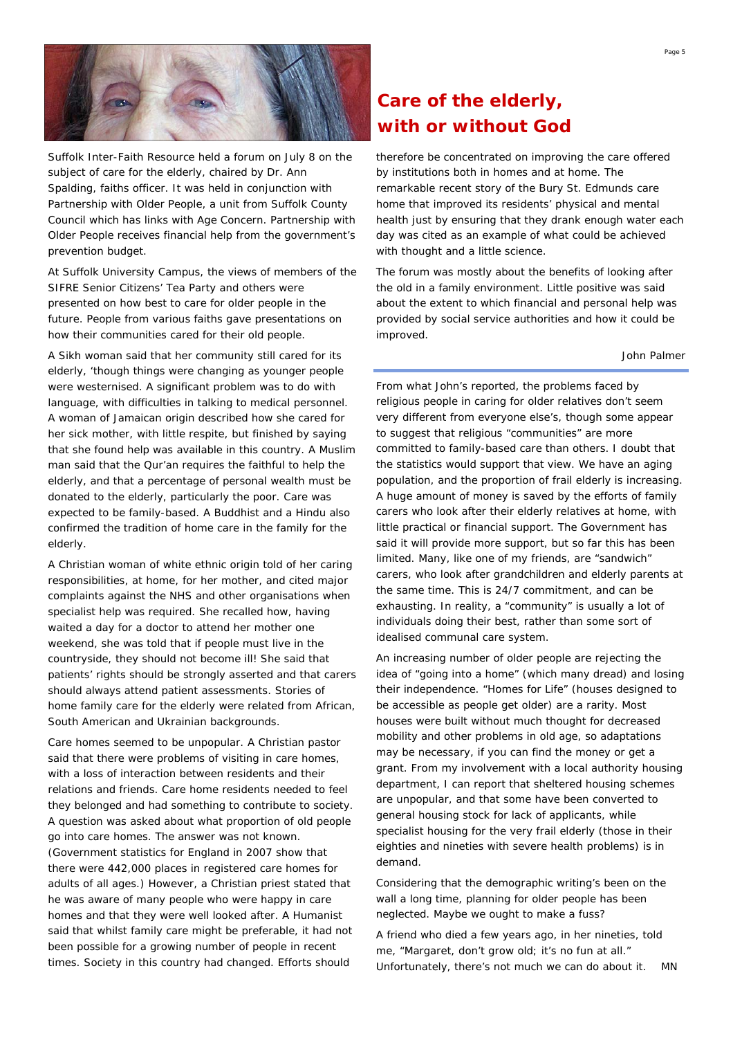# Care of the elderly, with or without God

Suffolk Inter-Faith Resource held a forum on July 8 on the subject of care for the elderly, chaired by Dr. Ann Spalding, faiths officer. It was held in conjunction with Partnership with Older People, a unit from Suffolk County Council which has links with Age Concern. Partnership with Older People receives financial help from the government's prevention budget.

At Suffolk University Campus, the views of members of the SIFRE Senior Citizens' Tea Party and others were presented on how best to care for older people in the future. People from various faiths gave presentations on how their communities cared for their old people.

A Sikh woman said that her community still cared for its elderly, 'though things were changing as younger people were westernised. A significant problem was to do with language, with difficulties in talking to medical personnel. A woman of Jamaican origin described how she cared for her sick mother, with little respite, but finished by saying that she found help was available in this country. A Muslim man said that the Qur'an requires the faithful to help the elderly, and that a percentage of personal wealth must be donated to the elderly, particularly the poor. Care was expected to be family-based. A Buddhist and a Hindu also confirmed the tradition of home care in the family for the elderly.

A Christian woman of white ethnic origin told of her caring responsibilities, at home, for her mother, and cited major complaints against the NHS and other organisations when specialist help was required. She recalled how, having waited a day for a doctor to attend her mother one weekend, she was told that if people must live in the countryside, they should not become ill! She said that patients' rights should be strongly asserted and that carers should always attend patient assessments. Stories of home family care for the elderly were related from African, South American and Ukrainian backgrounds.

Care homes seemed to be unpopular. A Christian pastor said that there were problems of visiting in care homes, with a loss of interaction between residents and their relations and friends. Care home residents needed to feel they belonged and had something to contribute to society. A question was asked about what proportion of old people go into care homes. The answer was not known. (Government statistics for England in 2007 show that there were 442,000 places in registered care homes for adults of all ages.) However, a Christian priest stated that he was aware of many people who were happy in care homes and that they were well looked after. A Humanist said that whilst family care might be preferable, it had not been possible for a growing number of people in recent times. Society in this country had changed. Efforts should therefore be concentrated on improving the care offered by institutions both in homes and at home. The remarkable recent story of the Bury St. Edmunds care home that improved its residents' physical and mental health just by ensuring that they drank enough water each day was cited as an example of what could be achieved with thought and a little science.

The forum was mostly about the benefits of looking after the old in a family environment. Little positive was said about the extent to which financial and personal help was provided by social service authorities and how it could be improved.

John Palmer

---

From what John's reported, the problems faced by religious people in caring for older relatives don't seem very different from everyone else's, though some appear to suggest that religious "communities" are more committed to family-based care than others. I doubt that the statistics would support that view. We have an aging population, and the proportion of frail elderly is increasing. A huge amount of money is saved by the efforts of family carers who look after their elderly relatives at home, with little practical or financial support. The Government has said it will provide more support, but so far this has been limited. Many, like one of my friends, are "sandwich" carers, who look after grandchildren and elderly parents at the same time. This is 24/7 commitment, and can be exhausting. In reality, a "community" is usually a lot of individuals doing their best, rather than some sort of idealised communal care system.

An increasing number of older people are rejecting the idea of "going into a home" (which many dread) and losing their independence. "Homes for Life" (houses designed to be accessible as people get older) are a rarity. Most houses were built without much thought for decreased mobility and other problems in old age, so adaptations may be necessary, if you can find the money or get a grant. From my involvement with a local authority housing department, I can report that sheltered housing schemes are unpopular, and that some have been converted to general housing stock for lack of applicants, while specialist housing for the very frail elderly (those in their eighties and nineties with severe health problems) is in demand.

Considering that the demographic writing's been on the wall a long time, planning for older people has been neglected. Maybe we ought to make a fuss?

A friend who died a few years ago, in her nineties, told me, "Margaret, don't grow old; it's no fun at all." Unfortunately, there's not much we can do about it. MN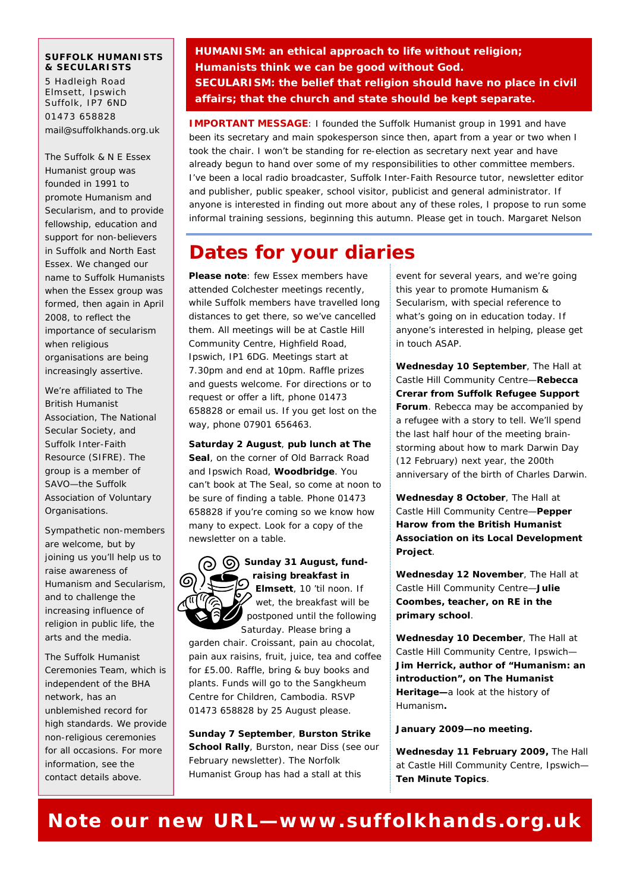**SUFFOLK HUMANISTS & SECULARISTS**

5 Hadleigh Road
Elmsett, Ipswich
Suffolk, IP7 6ND
01473 658828
mail@suffolkhands.org.uk

The Suffolk & N E Essex Humanist group was founded in 1991 to promote Humanism and Secularism, and to provide fellowship, education and support for non-believers in Suffolk and North East Essex. We changed our name to Suffolk Humanists when the Essex group was formed, then again in April 2008, to reflect the importance of secularism when religious organisations are being increasingly assertive.

We're affiliated to The British Humanist Association, The National Secular Society, and Suffolk Inter-Faith Resource (SIFRE). The group is a member of SAVO—the Suffolk Association of Voluntary Organisations.

Sympathetic non-members are welcome, but by joining us you'll help us to raise awareness of Humanism and Secularism, and to challenge the increasing influence of religion in public life, the arts and the media.

The Suffolk Humanist Ceremonies Team, which is independent of the BHA network, has an unblemished record for high standards. We provide non-religious ceremonies for all occasions. For more information, see the contact details above.

**HUMANISM: an ethical approach to life without religion; Humanists think we can be good without God.**
**SECULARISM: the belief that religion should have no place in civil affairs; that the church and state should be kept separate.**

**IMPORTANT MESSAGE**: I founded the Suffolk Humanist group in 1991 and have been its secretary and main spokesperson since then, apart from a year or two when I took the chair. I won't be standing for re-election as secretary next year and have already begun to hand over some of my responsibilities to other committee members. I've been a local radio broadcaster, Suffolk Inter-Faith Resource tutor, newsletter editor and publisher, public speaker, school visitor, publicist and general administrator. If anyone is interested in finding out more about any of these roles, I propose to run some informal training sessions, beginning this autumn. Please get in touch. Margaret Nelson

# Dates for your diaries

**Please note**: few Essex members have attended Colchester meetings recently, while Suffolk members have travelled long distances to get there, so we've cancelled them. All meetings will be at Castle Hill Community Centre, Highfield Road, Ipswich, IP1 6DG. Meetings start at 7.30pm and end at 10pm. Raffle prizes and guests welcome. For directions or to request or offer a lift, phone 01473 658828 or email us. If you get lost on the way, phone 07901 656463.

**Saturday 2 August**, **pub lunch at The Seal**, on the corner of Old Barrack Road and Ipswich Road, **Woodbridge**. You can't book at The Seal, so come at noon to be sure of finding a table. Phone 01473 658828 if you're coming so we know how many to expect. Look for a copy of the newsletter on a table.

**Sunday 31 August, fund-raising breakfast in Elmsett**, 10 'til noon. If wet, the breakfast will be postponed until the following Saturday. Please bring a garden chair. Croissant, pain au chocolat, pain aux raisins, fruit, juice, tea and coffee for £5.00. Raffle, bring & buy books and plants. Funds will go to the Sangkheum Centre for Children, Cambodia. RSVP 01473 658828 by 25 August please.

**Sunday 7 September**, **Burston Strike School Rally**, Burston, near Diss (see our February newsletter). The Norfolk Humanist Group has had a stall at this event for several years, and we're going this year to promote Humanism & Secularism, with special reference to what's going on in education today. If anyone's interested in helping, please get in touch ASAP.

**Wednesday 10 September**, The Hall at Castle Hill Community Centre—**Rebecca Crerar from Suffolk Refugee Support Forum**. Rebecca may be accompanied by a refugee with a story to tell. We'll spend the last half hour of the meeting brain-storming about how to mark Darwin Day (12 February) next year, the 200th anniversary of the birth of Charles Darwin.

**Wednesday 8 October**, The Hall at Castle Hill Community Centre—**Pepper Harow from the British Humanist Association on its Local Development Project**.

**Wednesday 12 November**, The Hall at Castle Hill Community Centre—**Julie Coombes, teacher, on RE in the primary school**.

**Wednesday 10 December**, The Hall at Castle Hill Community Centre, Ipswich—**Jim Herrick, author of "Humanism: an introduction", on The Humanist Heritage—**a look at the history of Humanism**.**

**January 2009—no meeting.**

**Wednesday 11 February 2009,** The Hall at Castle Hill Community Centre, Ipswich—**Ten Minute Topics**.

**Note our new URL—www.suffolkhands.org.uk**